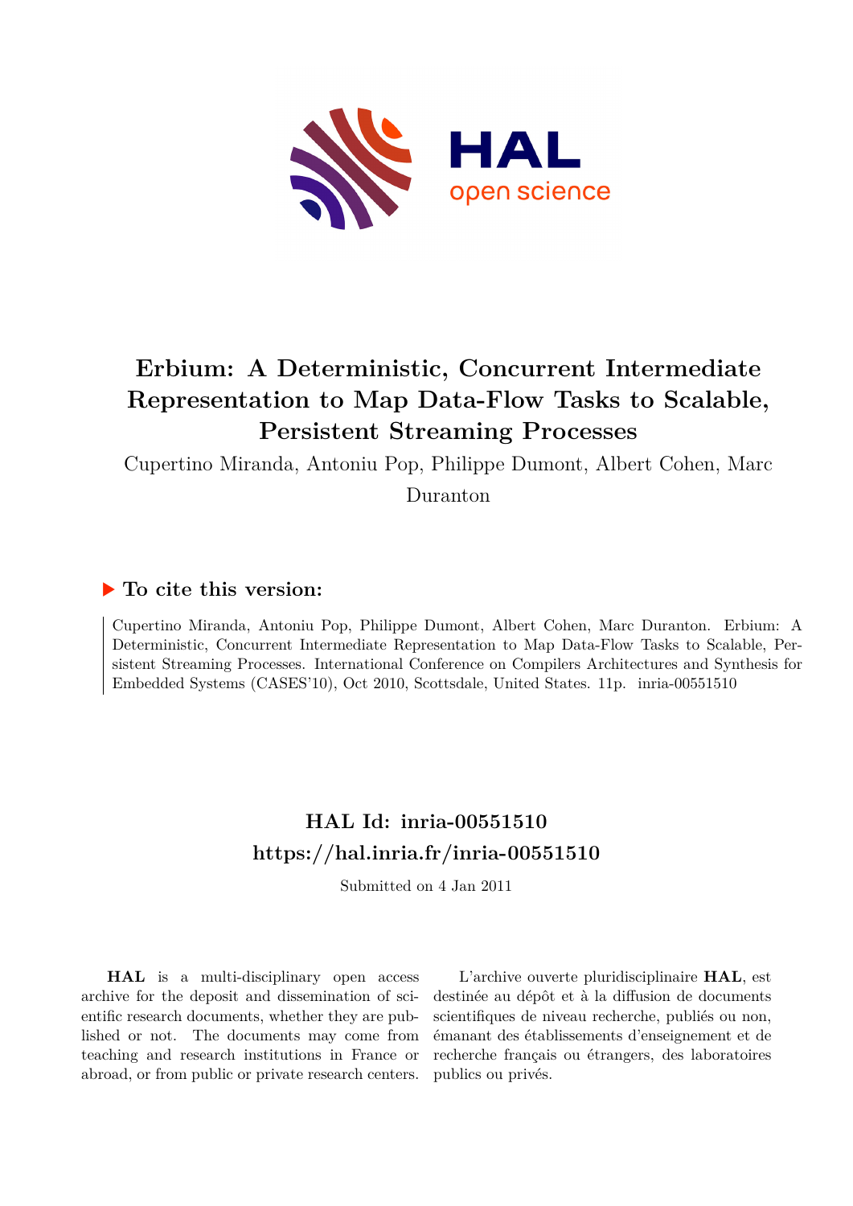# Erbium: A Deterministic, Concurrent Intermediate Representation to Map Data-Flow Tasks to Scalable, Persistent Streaming Processes

Cupertino Miranda, Antoniu Pop, Philippe Dumont, Albert Cohen, Marc Duranton

## ▶ To cite this version:

Cupertino Miranda, Antoniu Pop, Philippe Dumont, Albert Cohen, Marc Duranton. Erbium: A Deterministic, Concurrent Intermediate Representation to Map Data-Flow Tasks to Scalable, Persistent Streaming Processes. International Conference on Compilers Architectures and Synthesis for Embedded Systems (CASES'10), Oct 2010, Scottsdale, United States. 11p. inria-00551510

## HAL Id: inria-00551510
## https://hal.inria.fr/inria-00551510

Submitted on 4 Jan 2011

**HAL** is a multi-disciplinary open access archive for the deposit and dissemination of scientific research documents, whether they are published or not. The documents may come from teaching and research institutions in France or abroad, or from public or private research centers.

L'archive ouverte pluridisciplinaire **HAL**, est destinée au dépôt et à la diffusion de documents scientifiques de niveau recherche, publiés ou non, émanant des établissements d'enseignement et de recherche français ou étrangers, des laboratoires publics ou privés.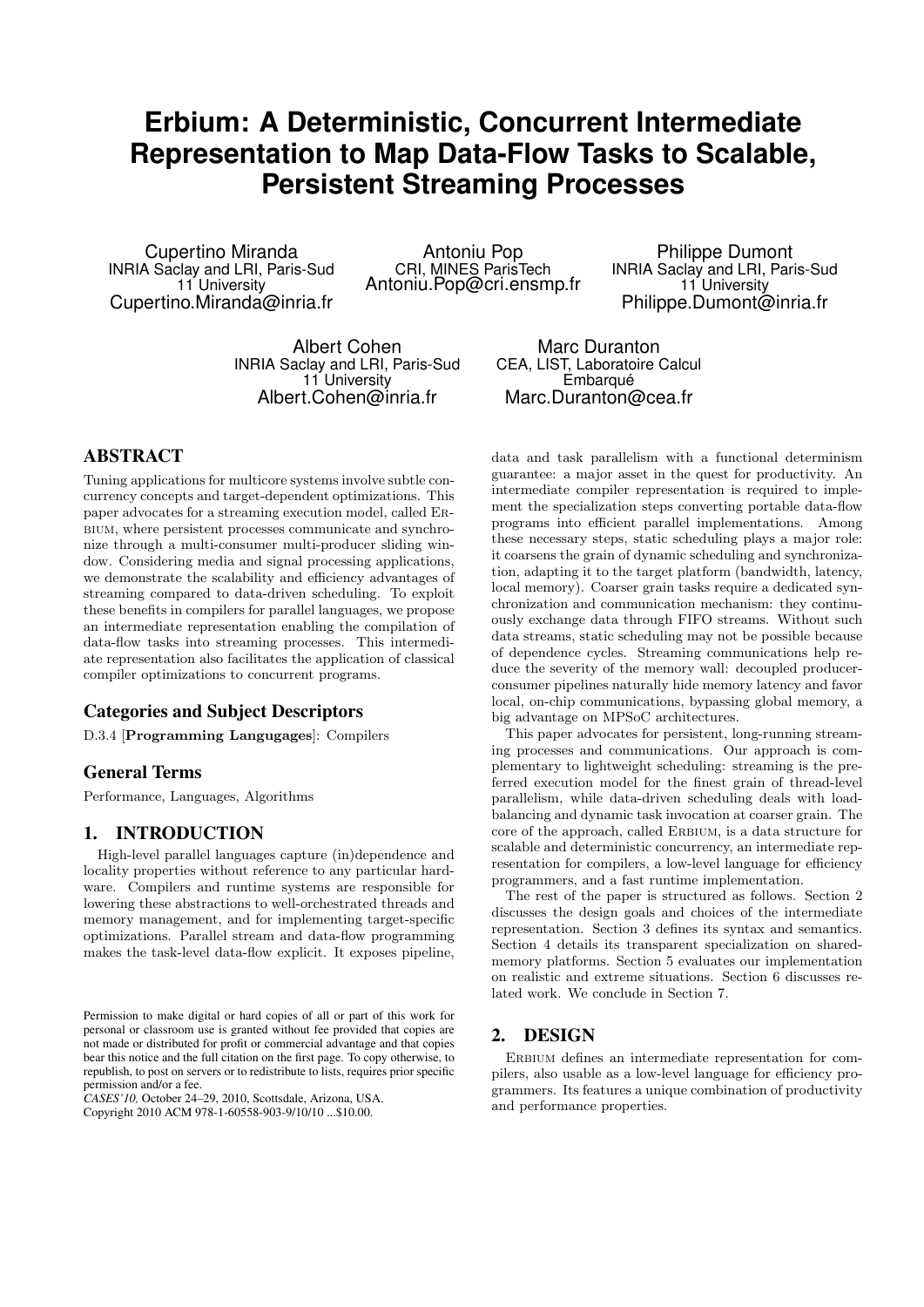# Erbium: A Deterministic, Concurrent Intermediate Representation to Map Data-Flow Tasks to Scalable, Persistent Streaming Processes

Cupertino Miranda
INRIA Saclay and LRI, Paris-Sud 11 University
Cupertino.Miranda@inria.fr

Antoniu Pop
CRI, MINES ParisTech
Antoniu.Pop@cri.ensmp.fr

Philippe Dumont
INRIA Saclay and LRI, Paris-Sud 11 University
Philippe.Dumont@inria.fr

Albert Cohen
INRIA Saclay and LRI, Paris-Sud 11 University
Albert.Cohen@inria.fr

Marc Duranton
CEA, LIST, Laboratoire Calcul Embarqué
Marc.Duranton@cea.fr

## ABSTRACT

Tuning applications for multicore systems involve subtle concurrency concepts and target-dependent optimizations. This paper advocates for a streaming execution model, called Erbium, where persistent processes communicate and synchronize through a multi-consumer multi-producer sliding window. Considering media and signal processing applications, we demonstrate the scalability and efficiency advantages of streaming compared to data-driven scheduling. To exploit these benefits in compilers for parallel languages, we propose an intermediate representation enabling the compilation of data-flow tasks into streaming processes. This intermediate representation also facilitates the application of classical compiler optimizations to concurrent programs.

## Categories and Subject Descriptors

D.3.4 [**Programming Langugages**]: Compilers

## General Terms

Performance, Languages, Algorithms

## 1. INTRODUCTION

High-level parallel languages capture (in)dependence and locality properties without reference to any particular hardware. Compilers and runtime systems are responsible for lowering these abstractions to well-orchestrated threads and memory management, and for implementing target-specific optimizations. Parallel stream and data-flow programming makes the task-level data-flow explicit. It exposes pipeline, data and task parallelism with a functional determinism guarantee: a major asset in the quest for productivity. An intermediate compiler representation is required to implement the specialization steps converting portable data-flow programs into efficient parallel implementations. Among these necessary steps, static scheduling plays a major role: it coarsens the grain of dynamic scheduling and synchronization, adapting it to the target platform (bandwidth, latency, local memory). Coarser grain tasks require a dedicated synchronization and communication mechanism: they continuously exchange data through FIFO streams. Without such data streams, static scheduling may not be possible because of dependence cycles. Streaming communications help reduce the severity of the memory wall: decoupled producer-consumer pipelines naturally hide memory latency and favor local, on-chip communications, bypassing global memory, a big advantage on MPSoC architectures.

This paper advocates for persistent, long-running streaming processes and communications. Our approach is complementary to lightweight scheduling: streaming is the preferred execution model for the finest grain of thread-level parallelism, while data-driven scheduling deals with load-balancing and dynamic task invocation at coarser grain. The core of the approach, called Erbium, is a data structure for scalable and deterministic concurrency, an intermediate representation for compilers, a low-level language for efficiency programmers, and a fast runtime implementation.

The rest of the paper is structured as follows. Section 2 discusses the design goals and choices of the intermediate representation. Section 3 defines its syntax and semantics. Section 4 details its transparent specialization on shared-memory platforms. Section 5 evaluates our implementation on realistic and extreme situations. Section 6 discusses related work. We conclude in Section 7.

Permission to make digital or hard copies of all or part of this work for personal or classroom use is granted without fee provided that copies are not made or distributed for profit or commercial advantage and that copies bear this notice and the full citation on the first page. To copy otherwise, to republish, to post on servers or to redistribute to lists, requires prior specific permission and/or a fee.
*CASES'10,* October 24–29, 2010, Scottsdale, Arizona, USA.
Copyright 2010 ACM 978-1-60558-903-9/10/10 ...$10.00.

## 2. DESIGN

Erbium defines an intermediate representation for compilers, also usable as a low-level language for efficiency programmers. Its features a unique combination of productivity and performance properties.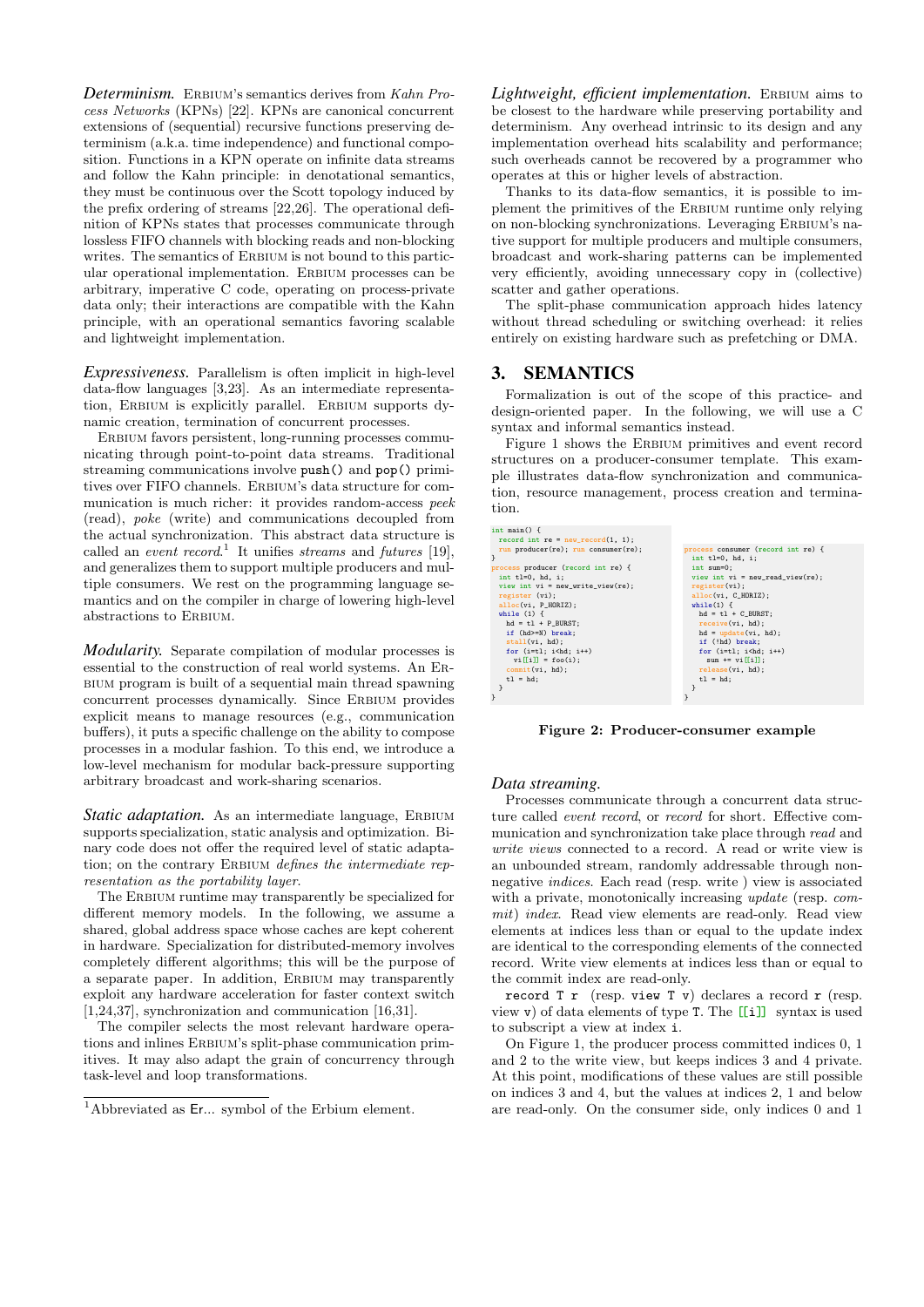*Determinism.* ERBIUM's semantics derives from *Kahn Process Networks* (KPNs) [22]. KPNs are canonical concurrent extensions of (sequential) recursive functions preserving determinism (a.k.a. time independence) and functional composition. Functions in a KPN operate on infinite data streams and follow the Kahn principle: in denotational semantics, they must be continuous over the Scott topology induced by the prefix ordering of streams [22,26]. The operational definition of KPNs states that processes communicate through lossless FIFO channels with blocking reads and non-blocking writes. The semantics of ERBIUM is not bound to this particular operational implementation. ERBIUM processes can be arbitrary, imperative C code, operating on process-private data only; their interactions are compatible with the Kahn principle, with an operational semantics favoring scalable and lightweight implementation.

*Expressiveness.* Parallelism is often implicit in high-level data-flow languages [3,23]. As an intermediate representation, ERBIUM is explicitly parallel. ERBIUM supports dynamic creation, termination of concurrent processes.

ERBIUM favors persistent, long-running processes communicating through point-to-point data streams. Traditional streaming communications involve `push()` and `pop()` primitives over FIFO channels. ERBIUM's data structure for communication is much richer: it provides random-access *peek* (read), *poke* (write) and communications decoupled from the actual synchronization. This abstract data structure is called an *event record*.[1] It unifies *streams* and *futures* [19], and generalizes them to support multiple producers and multiple consumers. We rest on the programming language semantics and on the compiler in charge of lowering high-level abstractions to ERBIUM.

*Modularity.* Separate compilation of modular processes is essential to the construction of real world systems. An ERBIUM program is built of a sequential main thread spawning concurrent processes dynamically. Since ERBIUM provides explicit means to manage resources (e.g., communication buffers), it puts a specific challenge on the ability to compose processes in a modular fashion. To this end, we introduce a low-level mechanism for modular back-pressure supporting arbitrary broadcast and work-sharing scenarios.

*Static adaptation.* As an intermediate language, ERBIUM supports specialization, static analysis and optimization. Binary code does not offer the required level of static adaptation; on the contrary ERBIUM *defines the intermediate representation as the portability layer*.

The ERBIUM runtime may transparently be specialized for different memory models. In the following, we assume a shared, global address space whose caches are kept coherent in hardware. Specialization for distributed-memory involves completely different algorithms; this will be the purpose of a separate paper. In addition, ERBIUM may transparently exploit any hardware acceleration for faster context switch [1,24,37], synchronization and communication [16,31].

The compiler selects the most relevant hardware operations and inlines ERBIUM's split-phase communication primitives. It may also adapt the grain of concurrency through task-level and loop transformations.

[1] Abbreviated as Er... symbol of the Erbium element.

*Lightweight, efficient implementation.* ERBIUM aims to be closest to the hardware while preserving portability and determinism. Any overhead intrinsic to its design and any implementation overhead hits scalability and performance; such overheads cannot be recovered by a programmer who operates at this or higher levels of abstraction.

Thanks to its data-flow semantics, it is possible to implement the primitives of the ERBIUM runtime only relying on non-blocking synchronizations. Leveraging ERBIUM's native support for multiple producers and multiple consumers, broadcast and work-sharing patterns can be implemented very efficiently, avoiding unnecessary copy in (collective) scatter and gather operations.

The split-phase communication approach hides latency without thread scheduling or switching overhead: it relies entirely on existing hardware such as prefetching or DMA.

## 3. SEMANTICS

Formalization is out of the scope of this practice- and design-oriented paper. In the following, we will use a C syntax and informal semantics instead.

Figure 1 shows the ERBIUM primitives and event record structures on a producer-consumer template. This example illustrates data-flow synchronization and communication, resource management, process creation and termination.

```
int main() {
  record int re = new_record(1, 1);
  run producer(re); run consumer(re);
}
process producer (record int re) {
  int tl=0, hd, i;
  view int vi = new_write_view(re);
  register (vi);
  alloc(vi, P_HORIZ);
  while (1) {
    hd = tl + P_BURST;
    if (hd>=N) break;
    stall(vi, hd);
    for (i=tl; i<hd; i++)
      vi[[i]] = foo(i);
    commit(vi, hd);
    tl = hd;
  }
}
```

```
process consumer (record int re) {
  int tl=0, hd, i;
  int sum=0;
  view int vi = new_read_view(re);
  register(vi);
  alloc(vi, C_HORIZ);
  while(1) {
    hd = tl + C_BURST;
    receive(vi, hd);
    hd = update(vi, hd);
    if (!hd) break;
    for (i=tl; i<hd; i++)
      sum += vi[[i]];
    release(vi, hd);
    tl = hd;
  }
}
```

**Figure 2: Producer-consumer example**

### *Data streaming.*

Processes communicate through a concurrent data structure called *event record*, or *record* for short. Effective communication and synchronization take place through *read* and *write views* connected to a record. A read or write view is an unbounded stream, randomly addressable through non-negative *indices*. Each read (resp. write ) view is associated with a private, monotonically increasing *update* (resp. *commit*) *index*. Read view elements are read-only. Read view elements at indices less than or equal to the update index are identical to the corresponding elements of the connected record. Write view elements at indices less than or equal to the commit index are read-only.

`record T r` (resp. `view T v`) declares a record `r` (resp. view `v`) of data elements of type `T`. The `[[i]]` syntax is used to subscript a view at index `i`.

On Figure 1, the producer process committed indices 0, 1 and 2 to the write view, but keeps indices 3 and 4 private. At this point, modifications of these values are still possible on indices 3 and 4, but the values at indices 2, 1 and below are read-only. On the consumer side, only indices 0 and 1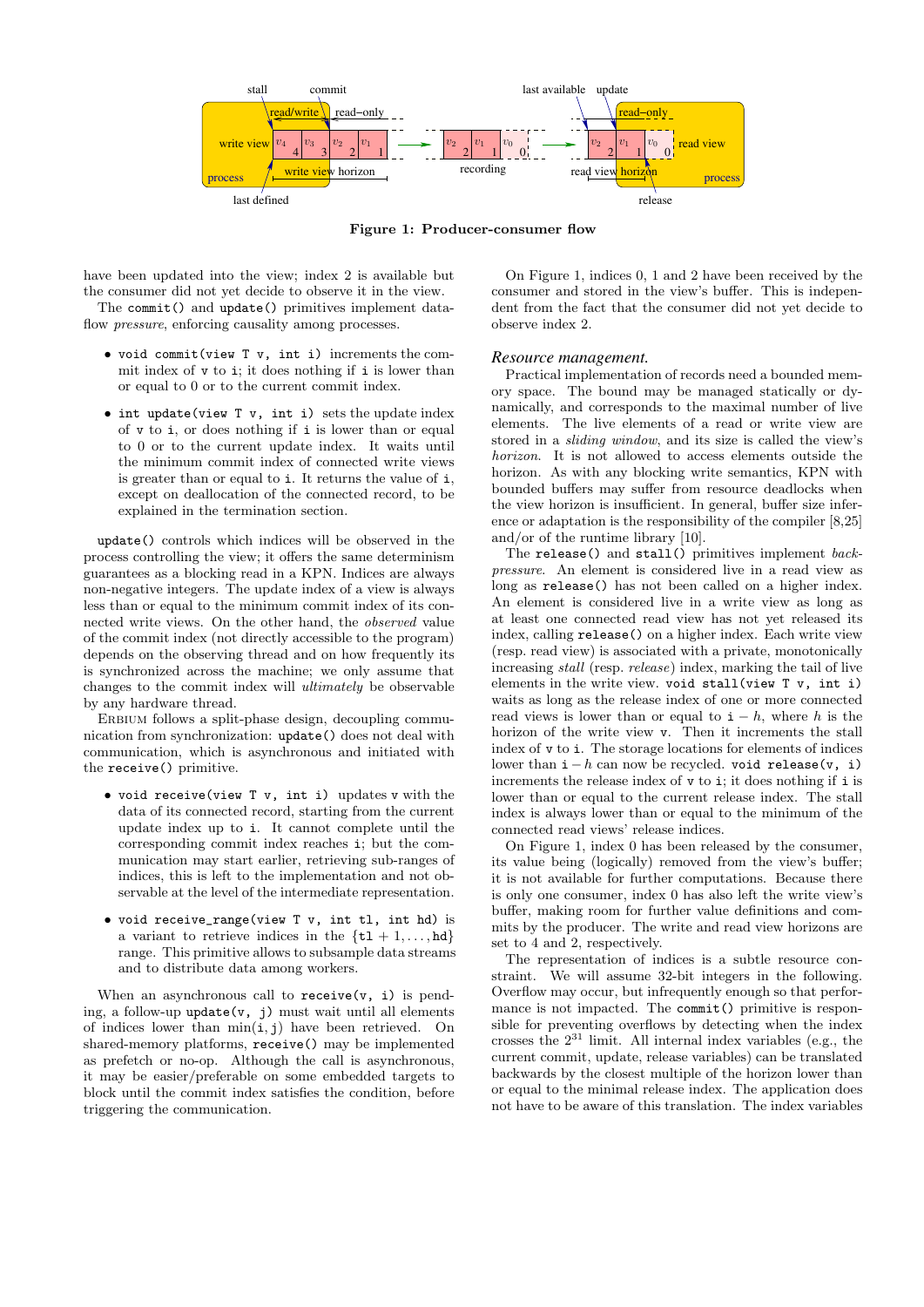stall

commit

read/write

read–only

write view

$v_4$ 4 $v_3$ 3 $v_2$ 2 $v_1$ 1

process

write view horizon

last defined

$v_2$ 2 $v_1$ 1 $v_0$ 0

recording

last available

update

read–only

$v_2$ 2 $v_1$ 1 $v_0$ 0

read view

read view horizon

process

release

**Figure 1: Producer-consumer flow**

have been updated into the view; index 2 is available but the consumer did not yet decide to observe it in the view.

The `commit()` and `update()` primitives implement dataflow *pressure*, enforcing causality among processes.

- `void commit(view T v, int i)` increments the commit index of `v` to `i`; it does nothing if `i` is lower than or equal to 0 or to the current commit index.
- `int update(view T v, int i)` sets the update index of `v` to `i`, or does nothing if `i` is lower than or equal to 0 or to the current update index. It waits until the minimum commit index of connected write views is greater than or equal to `i`. It returns the value of `i`, except on deallocation of the connected record, to be explained in the termination section.

`update()` controls which indices will be observed in the process controlling the view; it offers the same determinism guarantees as a blocking read in a KPN. Indices are always non-negative integers. The update index of a view is always less than or equal to the minimum commit index of its connected write views. On the other hand, the *observed* value of the commit index (not directly accessible to the program) depends on the observing thread and on how frequently its is synchronized across the machine; we only assume that changes to the commit index will *ultimately* be observable by any hardware thread.

ERBIUM follows a split-phase design, decoupling communication from synchronization: `update()` does not deal with communication, which is asynchronous and initiated with the `receive()` primitive.

- `void receive(view T v, int i)` updates `v` with the data of its connected record, starting from the current update index up to `i`. It cannot complete until the corresponding commit index reaches `i`; but the communication may start earlier, retrieving sub-ranges of indices, this is left to the implementation and not observable at the level of the intermediate representation.
- `void receive_range(view T v, int tl, int hd)` is a variant to retrieve indices in the $\{\texttt{tl}+1,\ldots,\texttt{hd}\}$ range. This primitive allows to subsample data streams and to distribute data among workers.

When an asynchronous call to `receive(v, i)` is pending, a follow-up `update(v, j)` must wait until all elements of indices lower than $\min(\texttt{i},\texttt{j})$ have been retrieved. On shared-memory platforms, `receive()` may be implemented as prefetch or no-op. Although the call is asynchronous, it may be easier/preferable on some embedded targets to block until the commit index satisfies the condition, before triggering the communication.

On Figure 1, indices 0, 1 and 2 have been received by the consumer and stored in the view's buffer. This is independent from the fact that the consumer did not yet decide to observe index 2.

### *Resource management.*

Practical implementation of records need a bounded memory space. The bound may be managed statically or dynamically, and corresponds to the maximal number of live elements. The live elements of a read or write view are stored in a *sliding window*, and its size is called the view's *horizon*. It is not allowed to access elements outside the horizon. As with any blocking write semantics, KPN with bounded buffers may suffer from resource deadlocks when the view horizon is insufficient. In general, buffer size inference or adaptation is the responsibility of the compiler [8,25] and/or of the runtime library [10].

The `release()` and `stall()` primitives implement *backpressure*. An element is considered live in a read view as long as `release()` has not been called on a higher index. An element is considered live in a write view as long as at least one connected read view has not yet released its index, calling `release()` on a higher index. Each write view (resp. read view) is associated with a private, monotonically increasing *stall* (resp. *release*) index, marking the tail of live elements in the write view. `void stall(view T v, int i)` waits as long as the release index of one or more connected read views is lower than or equal to $\texttt{i} - h$, where $h$ is the horizon of the write view `v`. Then it increments the stall index of `v` to `i`. The storage locations for elements of indices lower than $\texttt{i} - h$ can now be recycled. `void release(v, i)` increments the release index of `v` to `i`; it does nothing if `i` is lower than or equal to the current release index. The stall index is always lower than or equal to the minimum of the connected read views' release indices.

On Figure 1, index 0 has been released by the consumer, its value being (logically) removed from the view's buffer; it is not available for further computations. Because there is only one consumer, index 0 has also left the write view's buffer, making room for further value definitions and commits by the producer. The write and read view horizons are set to 4 and 2, respectively.

The representation of indices is a subtle resource constraint. We will assume 32-bit integers in the following. Overflow may occur, but infrequently enough so that performance is not impacted. The `commit()` primitive is responsible for preventing overflows by detecting when the index crosses the $2^{31}$ limit. All internal index variables (e.g., the current commit, update, release variables) can be translated backwards by the closest multiple of the horizon lower than or equal to the minimal release index. The application does not have to be aware of this translation. The index variables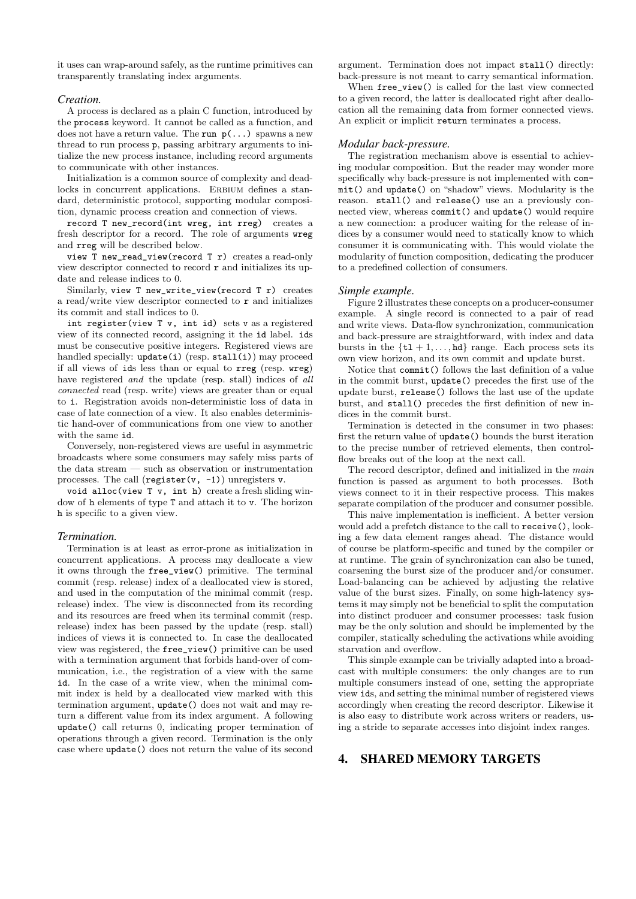it uses can wrap-around safely, as the runtime primitives can transparently translating index arguments.

### *Creation.*

A process is declared as a plain C function, introduced by the `process` keyword. It cannot be called as a function, and does not have a return value. The `run p(...)` spawns a new thread to run process `p`, passing arbitrary arguments to initialize the new process instance, including record arguments to communicate with other instances.

Initialization is a common source of complexity and deadlocks in concurrent applications. ERBIUM defines a standard, deterministic protocol, supporting modular composition, dynamic process creation and connection of views.

`record T new_record(int wreg, int rreg)` creates a fresh descriptor for a record. The role of arguments `wreg` and `rreg` will be described below.

`view T new_read_view(record T r)` creates a read-only view descriptor connected to record `r` and initializes its update and release indices to 0.

Similarly, `view T new_write_view(record T r)` creates a read/write view descriptor connected to `r` and initializes its commit and stall indices to 0.

`int register(view T v, int id)` sets `v` as a registered view of its connected record, assigning it the `id` label. `id`s must be consecutive positive integers. Registered views are handled specially: `update(i)` (resp. `stall(i)`) may proceed if all views of `id`s less than or equal to `rreg` (resp. `wreg`) have registered *and* the update (resp. stall) indices of *all connected* read (resp. write) views are greater than or equal to `i`. Registration avoids non-deterministic loss of data in case of late connection of a view. It also enables deterministic hand-over of communications from one view to another with the same `id`.

Conversely, non-registered views are useful in asymmetric broadcasts where some consumers may safely miss parts of the data stream — such as observation or instrumentation processes. The call (`register(v, -1)`) unregisters `v`.

`void alloc(view T v, int h)` create a fresh sliding window of `h` elements of type `T` and attach it to `v`. The horizon `h` is specific to a given view.

### *Termination.*

Termination is at least as error-prone as initialization in concurrent applications. A process may deallocate a view it owns through the `free_view()` primitive. The terminal commit (resp. release) index of a deallocated view is stored, and used in the computation of the minimal commit (resp. release) index. The view is disconnected from its recording and its resources are freed when its terminal commit (resp. release) index has been passed by the update (resp. stall) indices of views it is connected to. In case the deallocated view was registered, the `free_view()` primitive can be used with a termination argument that forbids hand-over of communication, i.e., the registration of a view with the same `id`. In the case of a write view, when the minimal commit index is held by a deallocated view marked with this termination argument, `update()` does not wait and may return a different value from its index argument. A following `update()` call returns 0, indicating proper termination of operations through a given record. Termination is the only case where `update()` does not return the value of its second argument. Termination does not impact `stall()` directly: back-pressure is not meant to carry semantical information.

When `free_view()` is called for the last view connected to a given record, the latter is deallocated right after deallocation all the remaining data from former connected views. An explicit or implicit `return` terminates a process.

### *Modular back-pressure.*

The registration mechanism above is essential to achieving modular composition. But the reader may wonder more specifically why back-pressure is not implemented with `commit()` and `update()` on "shadow" views. Modularity is the reason. `stall()` and `release()` use an a previously connected view, whereas `commit()` and `update()` would require a new connection: a producer waiting for the release of indices by a consumer would need to statically know to which consumer it is communicating with. This would violate the modularity of function composition, dedicating the producer to a predefined collection of consumers.

### *Simple example.*

Figure 2 illustrates these concepts on a producer-consumer example. A single record is connected to a pair of read and write views. Data-flow synchronization, communication and back-pressure are straightforward, with index and data bursts in the $\{\mathtt{tl}+1,\ldots,\mathtt{hd}\}$ range. Each process sets its own view horizon, and its own commit and update burst.

Notice that `commit()` follows the last definition of a value in the commit burst, `update()` precedes the first use of the update burst, `release()` follows the last use of the update burst, and `stall()` precedes the first definition of new indices in the commit burst.

Termination is detected in the consumer in two phases: first the return value of `update()` bounds the burst iteration to the precise number of retrieved elements, then control-flow breaks out of the loop at the next call.

The record descriptor, defined and initialized in the *main* function is passed as argument to both processes. Both views connect to it in their respective process. This makes separate compilation of the producer and consumer possible.

This naive implementation is inefficient. A better version would add a prefetch distance to the call to `receive()`, looking a few data element ranges ahead. The distance would of course be platform-specific and tuned by the compiler or at runtime. The grain of synchronization can also be tuned, coarsening the burst size of the producer and/or consumer. Load-balancing can be achieved by adjusting the relative value of the burst sizes. Finally, on some high-latency systems it may simply not be beneficial to split the computation into distinct producer and consumer processes: task fusion may be the only solution and should be implemented by the compiler, statically scheduling the activations while avoiding starvation and overflow.

This simple example can be trivially adapted into a broadcast with multiple consumers: the only changes are to run multiple consumers instead of one, setting the appropriate view `id`s, and setting the minimal number of registered views accordingly when creating the record descriptor. Likewise it is also easy to distribute work across writers or readers, using a stride to separate accesses into disjoint index ranges.

## 4. SHARED MEMORY TARGETS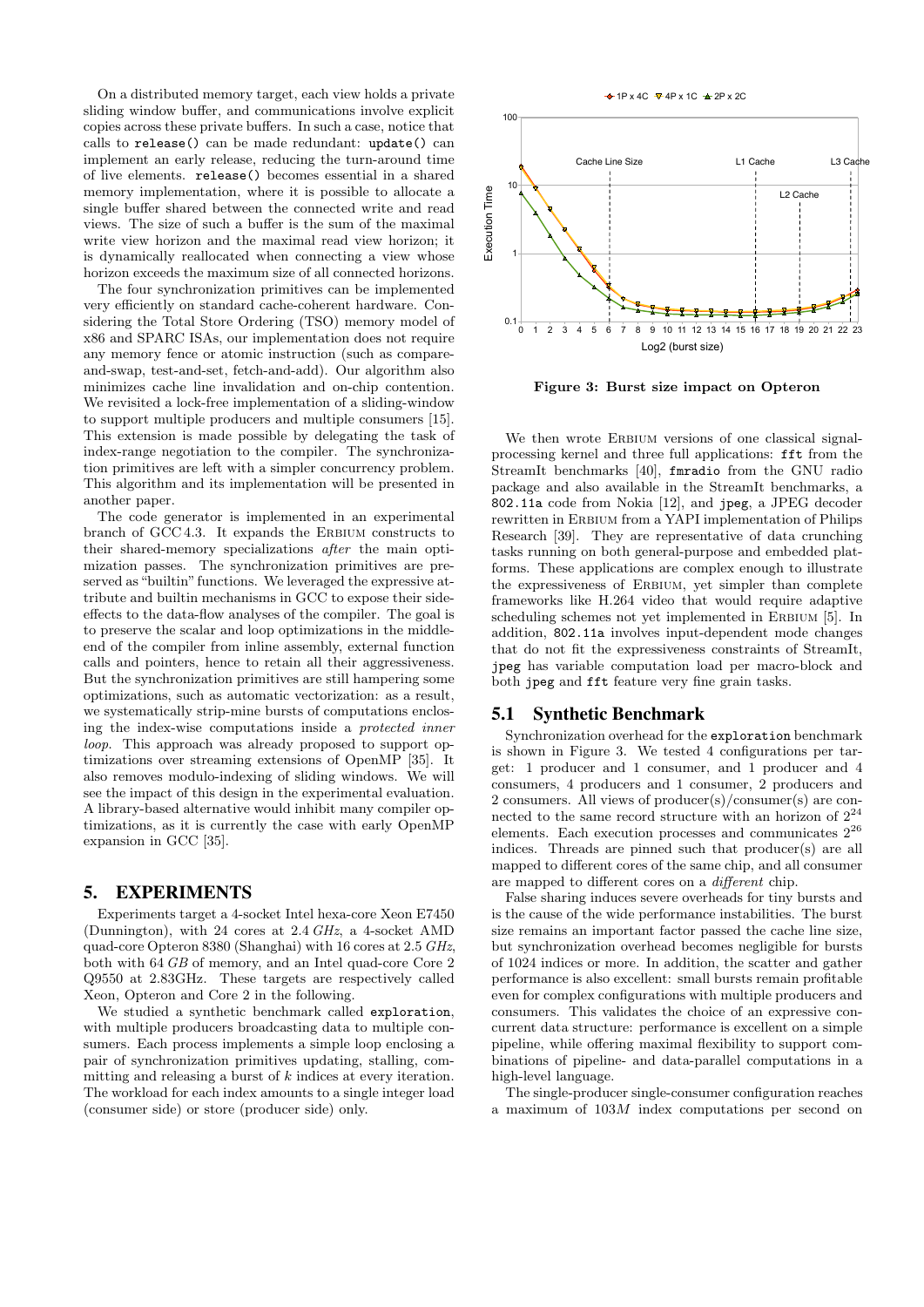On a distributed memory target, each view holds a private sliding window buffer, and communications involve explicit copies across these private buffers. In such a case, notice that calls to `release()` can be made redundant: `update()` can implement an early release, reducing the turn-around time of live elements. `release()` becomes essential in a shared memory implementation, where it is possible to allocate a single buffer shared between the connected write and read views. The size of such a buffer is the sum of the maximal write view horizon and the maximal read view horizon; it is dynamically reallocated when connecting a view whose horizon exceeds the maximum size of all connected horizons.

The four synchronization primitives can be implemented very efficiently on standard cache-coherent hardware. Considering the Total Store Ordering (TSO) memory model of x86 and SPARC ISAs, our implementation does not require any memory fence or atomic instruction (such as compare-and-swap, test-and-set, fetch-and-add). Our algorithm also minimizes cache line invalidation and on-chip contention. We revisited a lock-free implementation of a sliding-window to support multiple producers and multiple consumers [15]. This extension is made possible by delegating the task of index-range negotiation to the compiler. The synchronization primitives are left with a simpler concurrency problem. This algorithm and its implementation will be presented in another paper.

The code generator is implemented in an experimental branch of GCC 4.3. It expands the Erbium constructs to their shared-memory specializations *after* the main optimization passes. The synchronization primitives are preserved as "builtin" functions. We leveraged the expressive attribute and builtin mechanisms in GCC to expose their side-effects to the data-flow analyses of the compiler. The goal is to preserve the scalar and loop optimizations in the middle-end of the compiler from inline assembly, external function calls and pointers, hence to retain all their aggressiveness. But the synchronization primitives are still hampering some optimizations, such as automatic vectorization: as a result, we systematically strip-mine bursts of computations enclosing the index-wise computations inside a *protected inner loop*. This approach was already proposed to support optimizations over streaming extensions of OpenMP [35]. It also removes modulo-indexing of sliding windows. We will see the impact of this design in the experimental evaluation. A library-based alternative would inhibit many compiler optimizations, as it is currently the case with early OpenMP expansion in GCC [35].

## 5. EXPERIMENTS

Experiments target a 4-socket Intel hexa-core Xeon E7450 (Dunnington), with 24 cores at 2.4 *GHz*, a 4-socket AMD quad-core Opteron 8380 (Shanghai) with 16 cores at 2.5 *GHz*, both with 64 *GB* of memory, and an Intel quad-core Core 2 Q9550 at 2.83GHz. These targets are respectively called Xeon, Opteron and Core 2 in the following.

We studied a synthetic benchmark called `exploration`, with multiple producers broadcasting data to multiple consumers. Each process implements a simple loop enclosing a pair of synchronization primitives updating, stalling, committing and releasing a burst of $k$ indices at every iteration. The workload for each index amounts to a single integer load (consumer side) or store (producer side) only.

Figure 3: Burst size impact on Opteron

We then wrote Erbium versions of one classical signal-processing kernel and three full applications: `fft` from the StreamIt benchmarks [40], `fmradio` from the GNU radio package and also available in the StreamIt benchmarks, a `802.11a` code from Nokia [12], and `jpeg`, a JPEG decoder rewritten in Erbium from a YAPI implementation of Philips Research [39]. They are representative of data crunching tasks running on both general-purpose and embedded platforms. These applications are complex enough to illustrate the expressiveness of Erbium, yet simpler than complete frameworks like H.264 video that would require adaptive scheduling schemes not yet implemented in Erbium [5]. In addition, `802.11a` involves input-dependent mode changes that do not fit the expressiveness constraints of StreamIt, `jpeg` has variable computation load per macro-block and both `jpeg` and `fft` feature very fine grain tasks.

### 5.1 Synthetic Benchmark

Synchronization overhead for the `exploration` benchmark is shown in Figure 3. We tested 4 configurations per target: 1 producer and 1 consumer, and 1 producer and 4 consumers, 4 producers and 1 consumer, 2 producers and 2 consumers. All views of producer(s)/consumer(s) are connected to the same record structure with an horizon of $2^{24}$ elements. Each execution processes and communicates $2^{26}$ indices. Threads are pinned such that producer(s) are all mapped to different cores of the same chip, and all consumer are mapped to different cores on a *different* chip.

False sharing induces severe overheads for tiny bursts and is the cause of the wide performance instabilities. The burst size remains an important factor passed the cache line size, but synchronization overhead becomes negligible for bursts of 1024 indices or more. In addition, the scatter and gather performance is also excellent: small bursts remain profitable even for complex configurations with multiple producers and consumers. This validates the choice of an expressive concurrent data structure: performance is excellent on a simple pipeline, while offering maximal flexibility to support combinations of pipeline- and data-parallel computations in a high-level language.

The single-producer single-consumer configuration reaches a maximum of $103M$ index computations per second on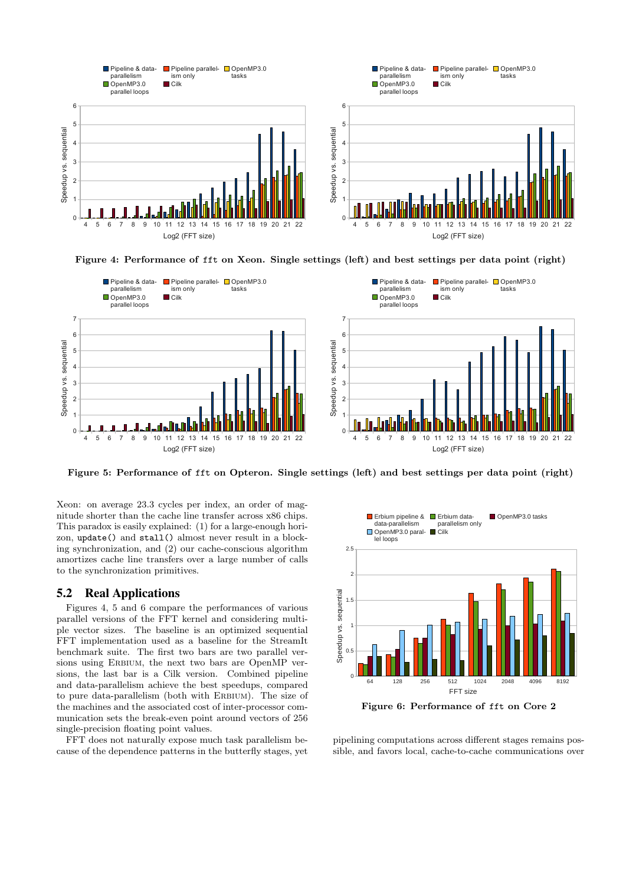Figure 4: Performance of fft on Xeon. Single settings (left) and best settings per data point (right)

Figure 5: Performance of fft on Opteron. Single settings (left) and best settings per data point (right)

Xeon: on average 23.3 cycles per index, an order of magnitude shorter than the cache line transfer across x86 chips. This paradox is easily explained: (1) for a large-enough horizon, `update()` and `stall()` almost never result in a blocking synchronization, and (2) our cache-conscious algorithm amortizes cache line transfers over a large number of calls to the synchronization primitives.

## 5.2 Real Applications

Figures 4, 5 and 6 compare the performances of various parallel versions of the FFT kernel and considering multiple vector sizes. The baseline is an optimized sequential FFT implementation used as a baseline for the StreamIt benchmark suite. The first two bars are two parallel versions using ERBIUM, the next two bars are OpenMP versions, the last bar is a Cilk version. Combined pipeline and data-parallelism achieve the best speedups, compared to pure data-parallelism (both with ERBIUM). The size of the machines and the associated cost of inter-processor communication sets the break-even point around vectors of 256 single-precision floating point values.

FFT does not naturally expose much task parallelism because of the dependence patterns in the butterfly stages, yet pipelining computations across different stages remains possible, and favors local, cache-to-cache communications over

Figure 6: Performance of fft on Core 2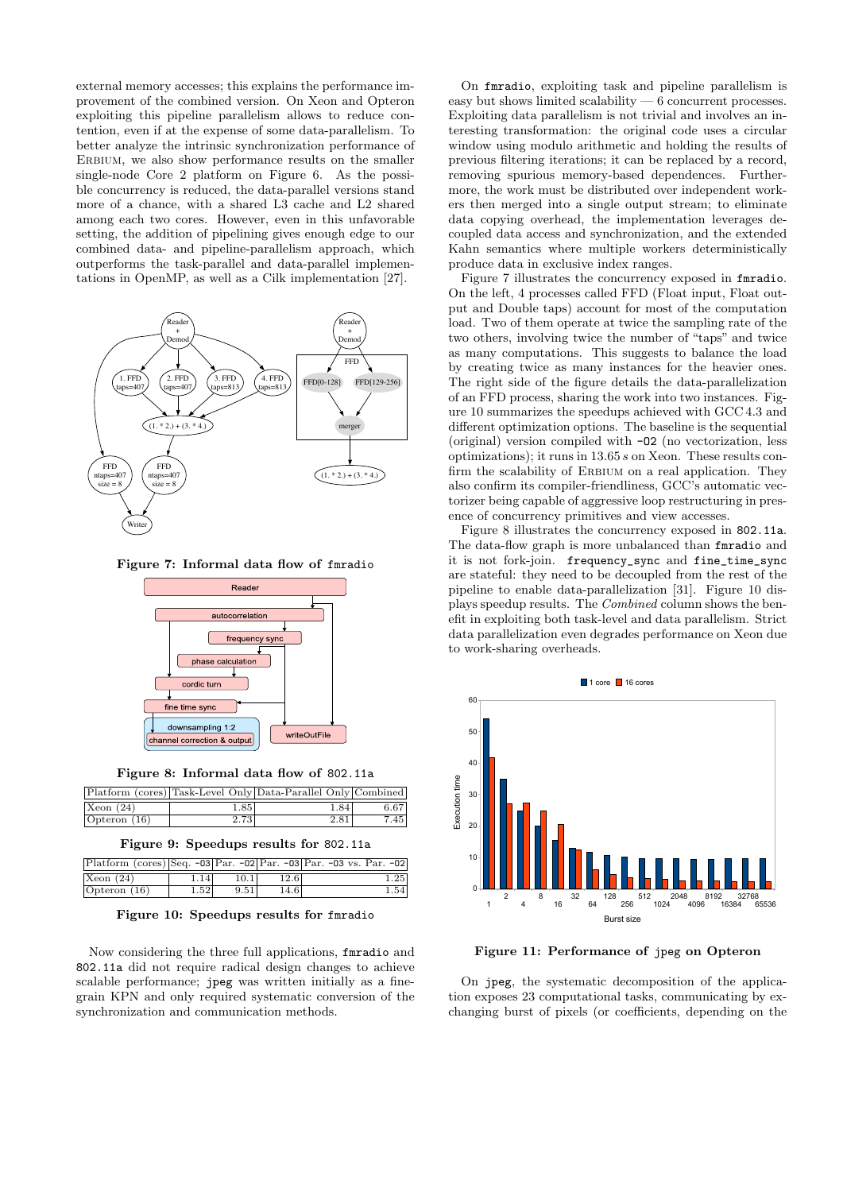external memory accesses; this explains the performance improvement of the combined version. On Xeon and Opteron exploiting this pipeline parallelism allows to reduce contention, even if at the expense of some data-parallelism. To better analyze the intrinsic synchronization performance of ERBIUM, we also show performance results on the smaller single-node Core 2 platform on Figure 6. As the possible concurrency is reduced, the data-parallel versions stand more of a chance, with a shared L3 cache and L2 shared among each two cores. However, even in this unfavorable setting, the addition of pipelining gives enough edge to our combined data- and pipeline-parallelism approach, which outperforms the task-parallel and data-parallel implementations in OpenMP, as well as a Cilk implementation [27].

**Figure 7: Informal data flow of fmradio**

**Figure 8: Informal data flow of 802.11a**

| Platform (cores) | Task-Level Only | Data-Parallel Only | Combined |
|---|---|---|---|
| Xeon (24) | 1.85 | 1.84 | 6.67 |
| Opteron (16) | 2.73 | 2.81 | 7.45 |

**Figure 9: Speedups results for 802.11a**

| Platform (cores) | Seq. -O3 | Par. -O2 | Par. -O3 | Par. -O3 vs. Par. -O2 |
|---|---|---|---|---|
| Xeon (24) | 1.14 | 10.1 | 12.6 | 1.25 |
| Opteron (16) | 1.52 | 9.51 | 14.6 | 1.54 |

**Figure 10: Speedups results for fmradio**

Now considering the three full applications, fmradio and 802.11a did not require radical design changes to achieve scalable performance; jpeg was written initially as a fine-grain KPN and only required systematic conversion of the synchronization and communication methods.

On fmradio, exploiting task and pipeline parallelism is easy but shows limited scalability — 6 concurrent processes. Exploiting data parallelism is not trivial and involves an interesting transformation: the original code uses a circular window using modulo arithmetic and holding the results of previous filtering iterations; it can be replaced by a record, removing spurious memory-based dependences. Furthermore, the work must be distributed over independent workers then merged into a single output stream; to eliminate data copying overhead, the implementation leverages decoupled data access and synchronization, and the extended Kahn semantics where multiple workers deterministically produce data in exclusive index ranges.

Figure 7 illustrates the concurrency exposed in fmradio. On the left, 4 processes called FFD (Float input, Float output and Double taps) account for most of the computation load. Two of them operate at twice the sampling rate of the two others, involving twice the number of "taps" and twice as many computations. This suggests to balance the load by creating twice as many instances for the heavier ones. The right side of the figure details the data-parallelization of an FFD process, sharing the work into two instances. Figure 10 summarizes the speedups achieved with GCC 4.3 and different optimization options. The baseline is the sequential (original) version compiled with -O2 (no vectorization, less optimizations); it runs in 13.65 s on Xeon. These results confirm the scalability of ERBIUM on a real application. They also confirm its compiler-friendliness, GCC's automatic vectorizer being capable of aggressive loop restructuring in presence of concurrency primitives and view accesses.

Figure 8 illustrates the concurrency exposed in 802.11a. The data-flow graph is more unbalanced than fmradio and it is not fork-join. frequency_sync and fine_time_sync are stateful: they need to be decoupled from the rest of the pipeline to enable data-parallelization [31]. Figure 10 displays speedup results. The *Combined* column shows the benefit in exploiting both task-level and data parallelism. Strict data parallelization even degrades performance on Xeon due to work-sharing overheads.

**Figure 11: Performance of jpeg on Opteron**

On jpeg, the systematic decomposition of the application exposes 23 computational tasks, communicating by exchanging burst of pixels (or coefficients, depending on the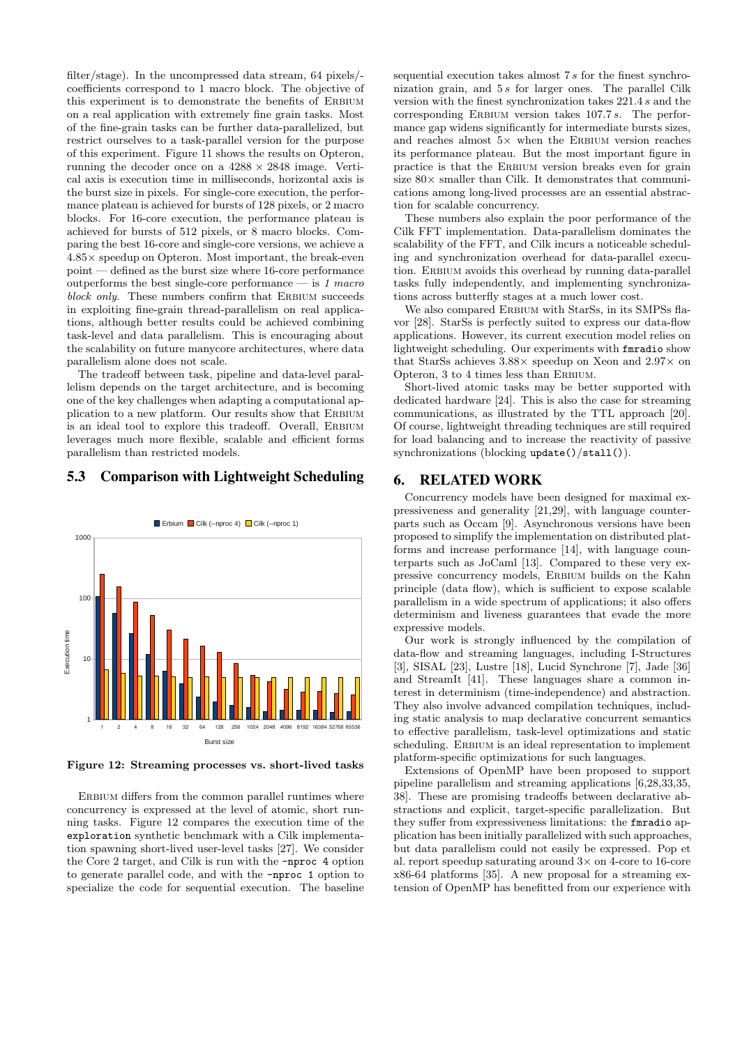filter/stage). In the uncompressed data stream, 64 pixels/-coefficients correspond to 1 macro block. The objective of this experiment is to demonstrate the benefits of ERBIUM on a real application with extremely fine grain tasks. Most of the fine-grain tasks can be further data-parallelized, but restrict ourselves to a task-parallel version for the purpose of this experiment. Figure 11 shows the results on Opteron, running the decoder once on a $4288 \times 2848$ image. Vertical axis is execution time in milliseconds, horizontal axis is the burst size in pixels. For single-core execution, the performance plateau is achieved for bursts of 128 pixels, or 2 macro blocks. For 16-core execution, the performance plateau is achieved for bursts of 512 pixels, or 8 macro blocks. Comparing the best 16-core and single-core versions, we achieve a $4.85\times$ speedup on Opteron. Most important, the break-even point — defined as the burst size where 16-core performance outperforms the best single-core performance — is *1 macro block only*. These numbers confirm that ERBIUM succeeds in exploiting fine-grain thread-parallelism on real applications, although better results could be achieved combining task-level and data parallelism. This is encouraging about the scalability on future manycore architectures, where data parallelism alone does not scale.

The tradeoff between task, pipeline and data-level parallelism depends on the target architecture, and is becoming one of the key challenges when adapting a computational application to a new platform. Our results show that ERBIUM is an ideal tool to explore this tradeoff. Overall, ERBIUM leverages much more flexible, scalable and efficient forms parallelism than restricted models.

## 5.3 Comparison with Lightweight Scheduling

**Figure 12: Streaming processes vs. short-lived tasks**

ERBIUM differs from the common parallel runtimes where concurrency is expressed at the level of atomic, short running tasks. Figure 12 compares the execution time of the `exploration` synthetic benchmark with a Cilk implementation spawning short-lived user-level tasks [27]. We consider the Core 2 target, and Cilk is run with the `-nproc 4` option to generate parallel code, and with the `-nproc 1` option to specialize the code for sequential execution. The baseline sequential execution takes almost $7\,s$ for the finest synchronization grain, and $5\,s$ for larger ones. The parallel Cilk version with the finest synchronization takes $221.4\,s$ and the corresponding ERBIUM version takes $107.7\,s$. The performance gap widens significantly for intermediate bursts sizes, and reaches almost $5\times$ when the ERBIUM version reaches its performance plateau. But the most important figure in practice is that the ERBIUM version breaks even for grain size $80\times$ smaller than Cilk. It demonstrates that communications among long-lived processes are an essential abstraction for scalable concurrency.

These numbers also explain the poor performance of the Cilk FFT implementation. Data-parallelism dominates the scalability of the FFT, and Cilk incurs a noticeable scheduling and synchronization overhead for data-parallel execution. ERBIUM avoids this overhead by running data-parallel tasks fully independently, and implementing synchronizations across butterfly stages at a much lower cost.

We also compared ERBIUM with StarSs, in its SMPSs flavor [28]. StarSs is perfectly suited to express our data-flow applications. However, its current execution model relies on lightweight scheduling. Our experiments with `fmradio` show that StarSs achieves $3.88\times$ speedup on Xeon and $2.97\times$ on Opteron, 3 to 4 times less than ERBIUM.

Short-lived atomic tasks may be better supported with dedicated hardware [24]. This is also the case for streaming communications, as illustrated by the TTL approach [20]. Of course, lightweight threading techniques are still required for load balancing and to increase the reactivity of passive synchronizations (blocking `update()`/`stall()`).

# 6. RELATED WORK

Concurrency models have been designed for maximal expressiveness and generality [21,29], with language counterparts such as Occam [9]. Asynchronous versions have been proposed to simplify the implementation on distributed platforms and increase performance [14], with language counterparts such as JoCaml [13]. Compared to these very expressive concurrency models, ERBIUM builds on the Kahn principle (data flow), which is sufficient to expose scalable parallelism in a wide spectrum of applications; it also offers determinism and liveness guarantees that evade the more expressive models.

Our work is strongly influenced by the compilation of data-flow and streaming languages, including I-Structures [3], SISAL [23], Lustre [18], Lucid Synchrone [7], Jade [36] and StreamIt [41]. These languages share a common interest in determinism (time-independence) and abstraction. They also involve advanced compilation techniques, including static analysis to map declarative concurrent semantics to effective parallelism, task-level optimizations and static scheduling. ERBIUM is an ideal representation to implement platform-specific optimizations for such languages.

Extensions of OpenMP have been proposed to support pipeline parallelism and streaming applications [6,28,33,35,38]. These are promising tradeoffs between declarative abstractions and explicit, target-specific parallelization. But they suffer from expressiveness limitations: the `fmradio` application has been initially parallelized with such approaches, but data parallelism could not easily be expressed. Pop et al. report speedup saturating around $3\times$ on 4-core to 16-core x86-64 platforms [35]. A new proposal for a streaming extension of OpenMP has benefitted from our experience with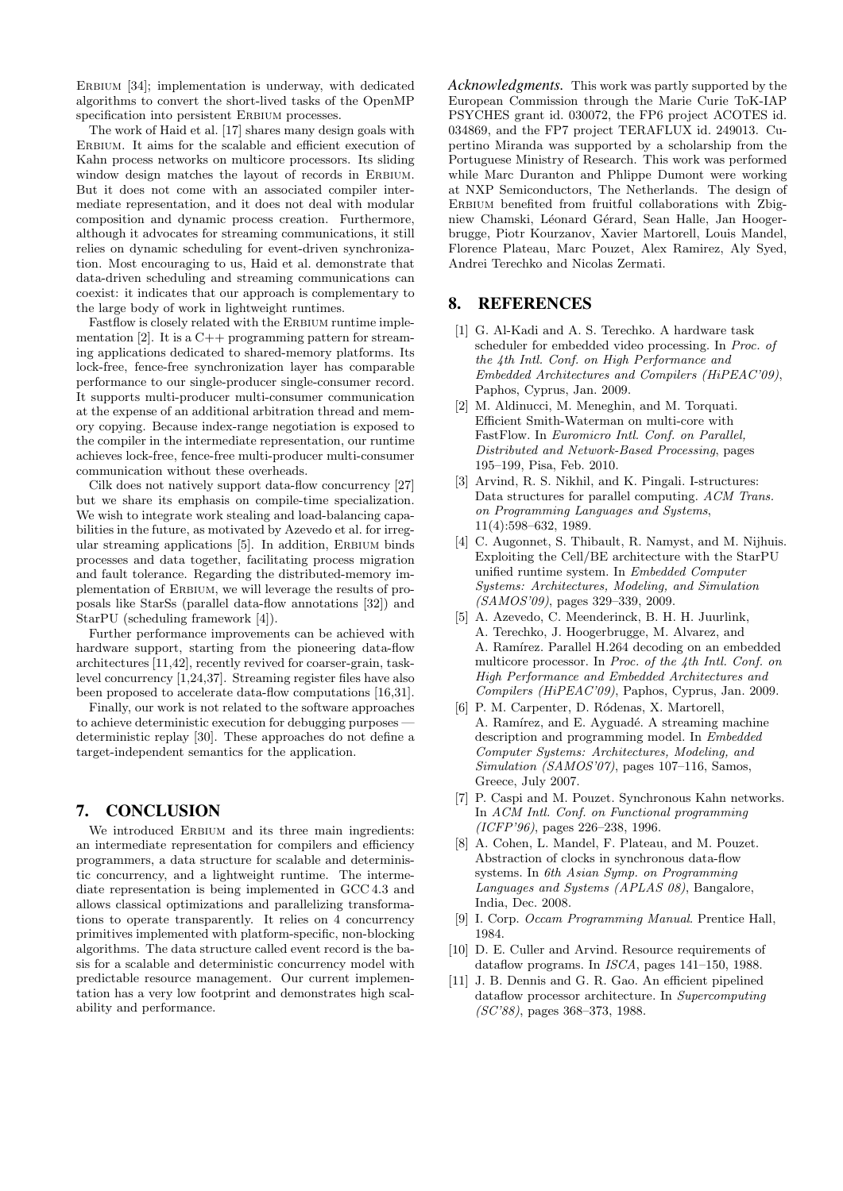ERBIUM [34]; implementation is underway, with dedicated algorithms to convert the short-lived tasks of the OpenMP specification into persistent ERBIUM processes.

The work of Haid et al. [17] shares many design goals with ERBIUM. It aims for the scalable and efficient execution of Kahn process networks on multicore processors. Its sliding window design matches the layout of records in ERBIUM. But it does not come with an associated compiler intermediate representation, and it does not deal with modular composition and dynamic process creation. Furthermore, although it advocates for streaming communications, it still relies on dynamic scheduling for event-driven synchronization. Most encouraging to us, Haid et al. demonstrate that data-driven scheduling and streaming communications can coexist: it indicates that our approach is complementary to the large body of work in lightweight runtimes.

Fastflow is closely related with the ERBIUM runtime implementation [2]. It is a C++ programming pattern for streaming applications dedicated to shared-memory platforms. Its lock-free, fence-free synchronization layer has comparable performance to our single-producer single-consumer record. It supports multi-producer multi-consumer communication at the expense of an additional arbitration thread and memory copying. Because index-range negotiation is exposed to the compiler in the intermediate representation, our runtime achieves lock-free, fence-free multi-producer multi-consumer communication without these overheads.

Cilk does not natively support data-flow concurrency [27] but we share its emphasis on compile-time specialization. We wish to integrate work stealing and load-balancing capabilities in the future, as motivated by Azevedo et al. for irregular streaming applications [5]. In addition, ERBIUM binds processes and data together, facilitating process migration and fault tolerance. Regarding the distributed-memory implementation of ERBIUM, we will leverage the results of proposals like StarSs (parallel data-flow annotations [32]) and StarPU (scheduling framework [4]).

Further performance improvements can be achieved with hardware support, starting from the pioneering data-flow architectures [11,42], recently revived for coarser-grain, task-level concurrency [1,24,37]. Streaming register files have also been proposed to accelerate data-flow computations [16,31].

Finally, our work is not related to the software approaches to achieve deterministic execution for debugging purposes — deterministic replay [30]. These approaches do not define a target-independent semantics for the application.

## 7. CONCLUSION

We introduced ERBIUM and its three main ingredients: an intermediate representation for compilers and efficiency programmers, a data structure for scalable and deterministic concurrency, and a lightweight runtime. The intermediate representation is being implemented in GCC 4.3 and allows classical optimizations and parallelizing transformations to operate transparently. It relies on 4 concurrency primitives implemented with platform-specific, non-blocking algorithms. The data structure called event record is the basis for a scalable and deterministic concurrency model with predictable resource management. Our current implementation has a very low footprint and demonstrates high scalability and performance.

*Acknowledgments.* This work was partly supported by the European Commission through the Marie Curie ToK-IAP PSYCHES grant id. 030072, the FP6 project ACOTES id. 034869, and the FP7 project TERAFLUX id. 249013. Cupertino Miranda was supported by a scholarship from the Portuguese Ministry of Research. This work was performed while Marc Duranton and Phlippe Dumont were working at NXP Semiconductors, The Netherlands. The design of ERBIUM benefited from fruitful collaborations with Zbigniew Chamski, Léonard Gérard, Sean Halle, Jan Hoogerbrugge, Piotr Kourzanov, Xavier Martorell, Louis Mandel, Florence Plateau, Marc Pouzet, Alex Ramirez, Aly Syed, Andrei Terechko and Nicolas Zermati.

## 8. REFERENCES

[1] G. Al-Kadi and A. S. Terechko. A hardware task scheduler for embedded video processing. In *Proc. of the 4th Intl. Conf. on High Performance and Embedded Architectures and Compilers (HiPEAC'09)*, Paphos, Cyprus, Jan. 2009.

[2] M. Aldinucci, M. Meneghin, and M. Torquati. Efficient Smith-Waterman on multi-core with FastFlow. In *Euromicro Intl. Conf. on Parallel, Distributed and Network-Based Processing*, pages 195–199, Pisa, Feb. 2010.

[3] Arvind, R. S. Nikhil, and K. Pingali. I-structures: Data structures for parallel computing. *ACM Trans. on Programming Languages and Systems*, 11(4):598–632, 1989.

[4] C. Augonnet, S. Thibault, R. Namyst, and M. Nijhuis. Exploiting the Cell/BE architecture with the StarPU unified runtime system. In *Embedded Computer Systems: Architectures, Modeling, and Simulation (SAMOS'09)*, pages 329–339, 2009.

[5] A. Azevedo, C. Meenderinck, B. H. H. Juurlink, A. Terechko, J. Hoogerbrugge, M. Alvarez, and A. Ramírez. Parallel H.264 decoding on an embedded multicore processor. In *Proc. of the 4th Intl. Conf. on High Performance and Embedded Architectures and Compilers (HiPEAC'09)*, Paphos, Cyprus, Jan. 2009.

[6] P. M. Carpenter, D. Ródenas, X. Martorell, A. Ramírez, and E. Ayguadé. A streaming machine description and programming model. In *Embedded Computer Systems: Architectures, Modeling, and Simulation (SAMOS'07)*, pages 107–116, Samos, Greece, July 2007.

[7] P. Caspi and M. Pouzet. Synchronous Kahn networks. In *ACM Intl. Conf. on Functional programming (ICFP'96)*, pages 226–238, 1996.

[8] A. Cohen, L. Mandel, F. Plateau, and M. Pouzet. Abstraction of clocks in synchronous data-flow systems. In *6th Asian Symp. on Programming Languages and Systems (APLAS 08)*, Bangalore, India, Dec. 2008.

[9] I. Corp. *Occam Programming Manual*. Prentice Hall, 1984.

[10] D. E. Culler and Arvind. Resource requirements of dataflow programs. In *ISCA*, pages 141–150, 1988.

[11] J. B. Dennis and G. R. Gao. An efficient pipelined dataflow processor architecture. In *Supercomputing (SC'88)*, pages 368–373, 1988.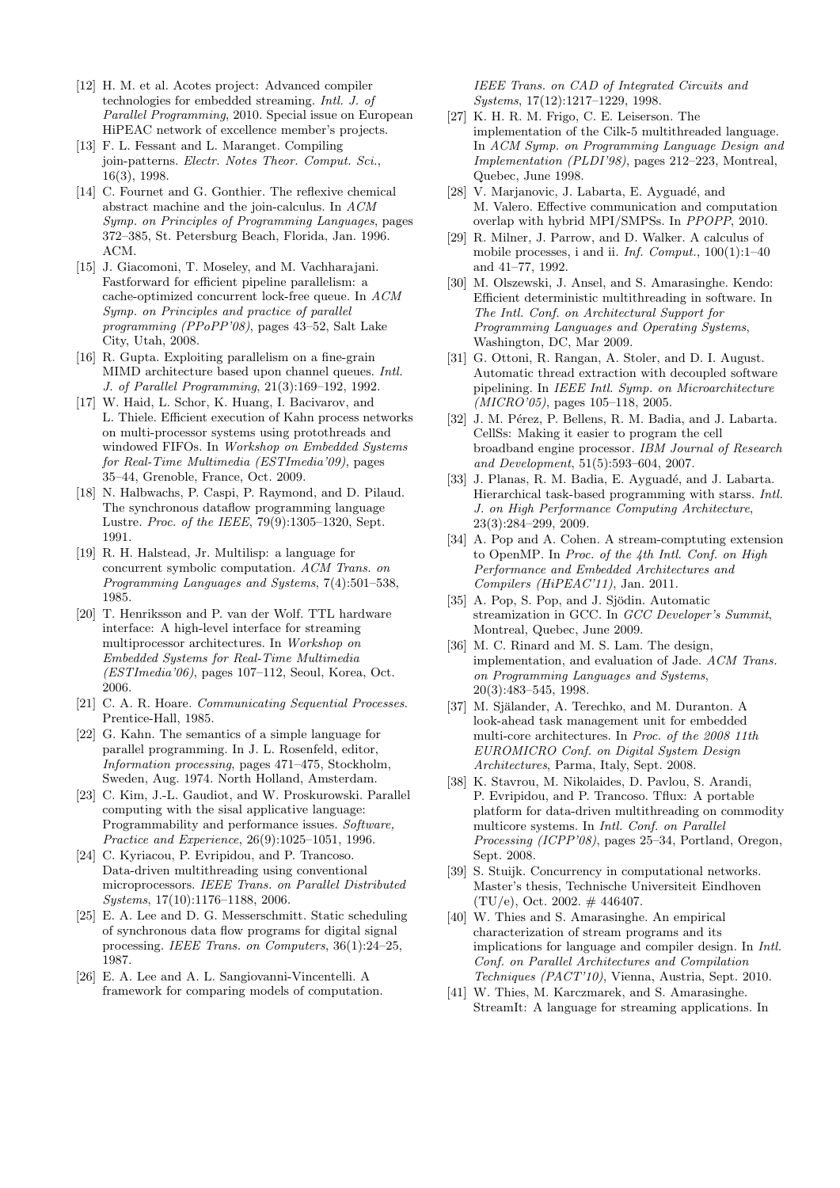[12] H. M. et al. Acotes project: Advanced compiler technologies for embedded streaming. *Intl. J. of Parallel Programming*, 2010. Special issue on European HiPEAC network of excellence member's projects.

[13] F. L. Fessant and L. Maranget. Compiling join-patterns. *Electr. Notes Theor. Comput. Sci.*, 16(3), 1998.

[14] C. Fournet and G. Gonthier. The reflexive chemical abstract machine and the join-calculus. In *ACM Symp. on Principles of Programming Languages*, pages 372–385, St. Petersburg Beach, Florida, Jan. 1996. ACM.

[15] J. Giacomoni, T. Moseley, and M. Vachharajani. Fastforward for efficient pipeline parallelism: a cache-optimized concurrent lock-free queue. In *ACM Symp. on Principles and practice of parallel programming (PPoPP'08)*, pages 43–52, Salt Lake City, Utah, 2008.

[16] R. Gupta. Exploiting parallelism on a fine-grain MIMD architecture based upon channel queues. *Intl. J. of Parallel Programming*, 21(3):169–192, 1992.

[17] W. Haid, L. Schor, K. Huang, I. Bacivarov, and L. Thiele. Efficient execution of Kahn process networks on multi-processor systems using protothreads and windowed FIFOs. In *Workshop on Embedded Systems for Real-Time Multimedia (ESTImedia'09)*, pages 35–44, Grenoble, France, Oct. 2009.

[18] N. Halbwachs, P. Caspi, P. Raymond, and D. Pilaud. The synchronous dataflow programming language Lustre. *Proc. of the IEEE*, 79(9):1305–1320, Sept. 1991.

[19] R. H. Halstead, Jr. Multilisp: a language for concurrent symbolic computation. *ACM Trans. on Programming Languages and Systems*, 7(4):501–538, 1985.

[20] T. Henriksson and P. van der Wolf. TTL hardware interface: A high-level interface for streaming multiprocessor architectures. In *Workshop on Embedded Systems for Real-Time Multimedia (ESTImedia'06)*, pages 107–112, Seoul, Korea, Oct. 2006.

[21] C. A. R. Hoare. *Communicating Sequential Processes*. Prentice-Hall, 1985.

[22] G. Kahn. The semantics of a simple language for parallel programming. In J. L. Rosenfeld, editor, *Information processing*, pages 471–475, Stockholm, Sweden, Aug. 1974. North Holland, Amsterdam.

[23] C. Kim, J.-L. Gaudiot, and W. Proskurowski. Parallel computing with the sisal applicative language: Programmability and performance issues. *Software, Practice and Experience*, 26(9):1025–1051, 1996.

[24] C. Kyriacou, P. Evripidou, and P. Trancoso. Data-driven multithreading using conventional microprocessors. *IEEE Trans. on Parallel Distributed Systems*, 17(10):1176–1188, 2006.

[25] E. A. Lee and D. G. Messerschmitt. Static scheduling of synchronous data flow programs for digital signal processing. *IEEE Trans. on Computers*, 36(1):24–25, 1987.

[26] E. A. Lee and A. L. Sangiovanni-Vincentelli. A framework for comparing models of computation. *IEEE Trans. on CAD of Integrated Circuits and Systems*, 17(12):1217–1229, 1998.

[27] K. H. R. M. Frigo, C. E. Leiserson. The implementation of the Cilk-5 multithreaded language. In *ACM Symp. on Programming Language Design and Implementation (PLDI'98)*, pages 212–223, Montreal, Quebec, June 1998.

[28] V. Marjanovic, J. Labarta, E. Ayguadé, and M. Valero. Effective communication and computation overlap with hybrid MPI/SMPSs. In *PPOPP*, 2010.

[29] R. Milner, J. Parrow, and D. Walker. A calculus of mobile processes, i and ii. *Inf. Comput.*, 100(1):1–40 and 41–77, 1992.

[30] M. Olszewski, J. Ansel, and S. Amarasinghe. Kendo: Efficient deterministic multithreading in software. In *The Intl. Conf. on Architectural Support for Programming Languages and Operating Systems*, Washington, DC, Mar 2009.

[31] G. Ottoni, R. Rangan, A. Stoler, and D. I. August. Automatic thread extraction with decoupled software pipelining. In *IEEE Intl. Symp. on Microarchitecture (MICRO'05)*, pages 105–118, 2005.

[32] J. M. Pérez, P. Bellens, R. M. Badia, and J. Labarta. CellSs: Making it easier to program the cell broadband engine processor. *IBM Journal of Research and Development*, 51(5):593–604, 2007.

[33] J. Planas, R. M. Badia, E. Ayguadé, and J. Labarta. Hierarchical task-based programming with starss. *Intl. J. on High Performance Computing Architecture*, 23(3):284–299, 2009.

[34] A. Pop and A. Cohen. A stream-comptuting extension to OpenMP. In *Proc. of the 4th Intl. Conf. on High Performance and Embedded Architectures and Compilers (HiPEAC'11)*, Jan. 2011.

[35] A. Pop, S. Pop, and J. Sjödin. Automatic streamization in GCC. In *GCC Developer's Summit*, Montreal, Quebec, June 2009.

[36] M. C. Rinard and M. S. Lam. The design, implementation, and evaluation of Jade. *ACM Trans. on Programming Languages and Systems*, 20(3):483–545, 1998.

[37] M. Själander, A. Terechko, and M. Duranton. A look-ahead task management unit for embedded multi-core architectures. In *Proc. of the 2008 11th EUROMICRO Conf. on Digital System Design Architectures*, Parma, Italy, Sept. 2008.

[38] K. Stavrou, M. Nikolaides, D. Pavlou, S. Arandi, P. Evripidou, and P. Trancoso. Tflux: A portable platform for data-driven multithreading on commodity multicore systems. In *Intl. Conf. on Parallel Processing (ICPP'08)*, pages 25–34, Portland, Oregon, Sept. 2008.

[39] S. Stuijk. Concurrency in computational networks. Master's thesis, Technische Universiteit Eindhoven (TU/e), Oct. 2002. # 446407.

[40] W. Thies and S. Amarasinghe. An empirical characterization of stream programs and its implications for language and compiler design. In *Intl. Conf. on Parallel Architectures and Compilation Techniques (PACT'10)*, Vienna, Austria, Sept. 2010.

[41] W. Thies, M. Karczmarek, and S. Amarasinghe. StreamIt: A language for streaming applications. In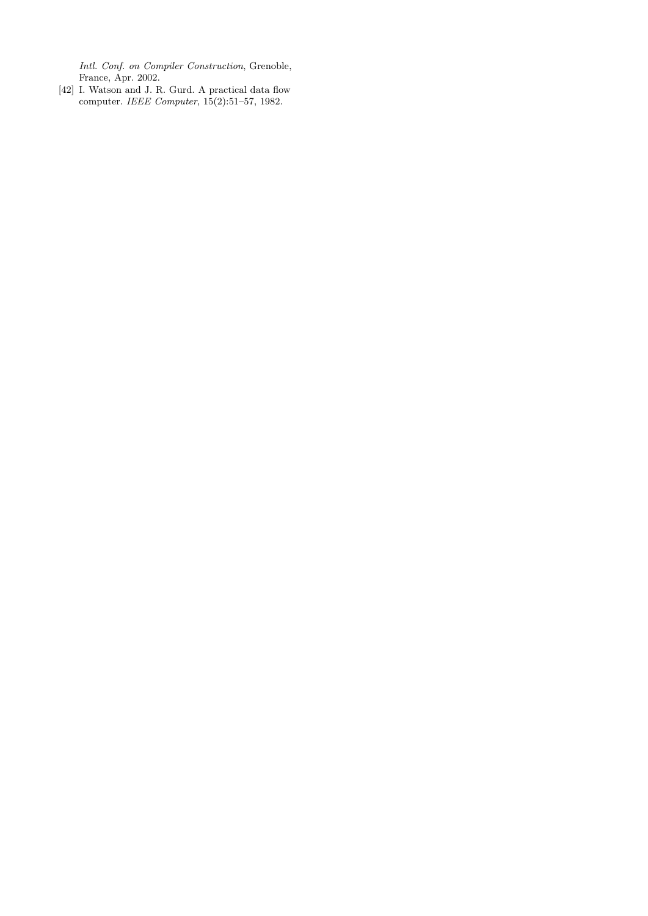*Intl. Conf. on Compiler Construction*, Grenoble, France, Apr. 2002.

[42] I. Watson and J. R. Gurd. A practical data flow computer. *IEEE Computer*, 15(2):51–57, 1982.